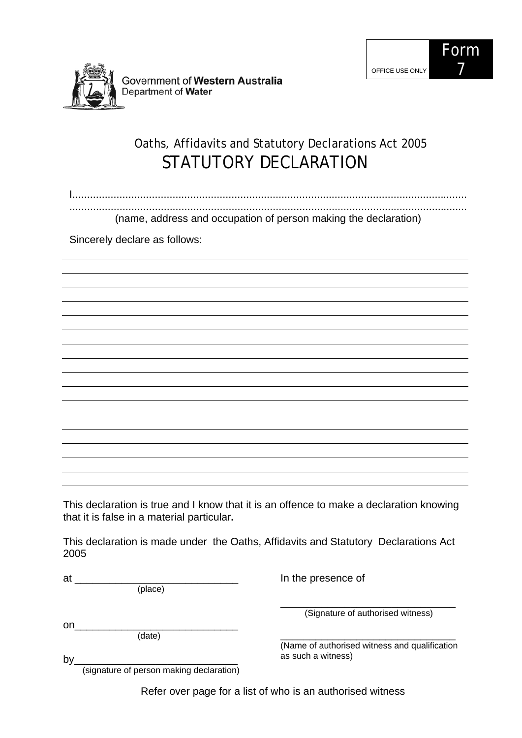Government of **Western Australia**
Department of **Water**

OFFICE USE ONLY | **Form 7**

*Oaths, Affidavits and Statutory Declarations Act 2005*

# STATUTORY DECLARATION

I.......................................................................................................................................
.........................................................................................................................................
(name, address and occupation of person making the declaration)

Sincerely declare as follows:

_______________________________________________________________________________
_______________________________________________________________________________
_______________________________________________________________________________
_______________________________________________________________________________
_______________________________________________________________________________
_______________________________________________________________________________
_______________________________________________________________________________
_______________________________________________________________________________
_______________________________________________________________________________
_______________________________________________________________________________
_______________________________________________________________________________
_______________________________________________________________________________
_______________________________________________________________________________
_______________________________________________________________________________
_______________________________________________________________________________
_______________________________________________________________________________
_______________________________________________________________________________

This declaration is true and I know that it is an offence to make a declaration knowing that it is false in a material particular**.**

This declaration is made under the Oaths, Affidavits and Statutory Declarations Act 2005

at ____________________________
(place)

on____________________________
(date)

by____________________________
(signature of person making declaration)

In the presence of

_______________________________
(Signature of authorised witness)

_______________________________
(Name of authorised witness and qualification as such a witness)

Refer over page for a list of who is an authorised witness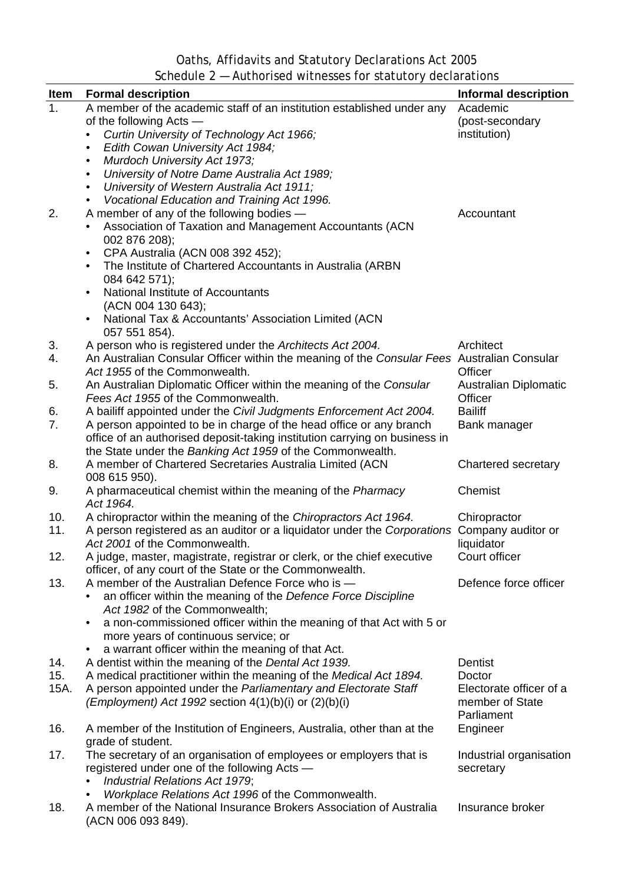| Item | Formal description | Informal description |
|---|---|---|
| 1. | A member of the academic staff of an institution established under any of the following Acts — <br>• *Curtin University of Technology Act 1966;* <br>• *Edith Cowan University Act 1984;* <br>• *Murdoch University Act 1973;* <br>• *University of Notre Dame Australia Act 1989;* <br>• *University of Western Australia Act 1911;* <br>• *Vocational Education and Training Act 1996.* | Academic (post-secondary institution) |
| 2. | A member of any of the following bodies — <br>• Association of Taxation and Management Accountants (ACN 002 876 208); <br>• CPA Australia (ACN 008 392 452); <br>• The Institute of Chartered Accountants in Australia (ARBN 084 642 571); <br>• National Institute of Accountants (ACN 004 130 643); <br>• National Tax & Accountants' Association Limited (ACN 057 551 854). | Accountant |
| 3. | A person who is registered under the *Architects Act 2004.* | Architect |
| 4. | An Australian Consular Officer within the meaning of the *Consular Fees Act 1955* of the Commonwealth. | Australian Consular Officer |
| 5. | An Australian Diplomatic Officer within the meaning of the *Consular Fees Act 1955* of the Commonwealth. | Australian Diplomatic Officer |
| 6. | A bailiff appointed under the *Civil Judgments Enforcement Act 2004.* | Bailiff |
| 7. | A person appointed to be in charge of the head office or any branch office of an authorised deposit-taking institution carrying on business in the State under the *Banking Act 1959* of the Commonwealth. | Bank manager |
| 8. | A member of Chartered Secretaries Australia Limited (ACN 008 615 950). | Chartered secretary |
| 9. | A pharmaceutical chemist within the meaning of the *Pharmacy Act 1964.* | Chemist |
| 10. | A chiropractor within the meaning of the *Chiropractors Act 1964.* | Chiropractor |
| 11. | A person registered as an auditor or a liquidator under the *Corporations Act 2001* of the Commonwealth. | Company auditor or liquidator |
| 12. | A judge, master, magistrate, registrar or clerk, or the chief executive officer, of any court of the State or the Commonwealth. | Court officer |
| 13. | A member of the Australian Defence Force who is — <br>• an officer within the meaning of the *Defence Force Discipline Act 1982* of the Commonwealth; <br>• a non-commissioned officer within the meaning of that Act with 5 or more years of continuous service; or <br>• a warrant officer within the meaning of that Act. | Defence force officer |
| 14. | A dentist within the meaning of the *Dental Act 1939.* | Dentist |
| 15. | A medical practitioner within the meaning of the *Medical Act 1894.* | Doctor |
| 15A. | A person appointed under the *Parliamentary and Electorate Staff (Employment) Act 1992* section 4(1)(b)(i) or (2)(b)(i) | Electorate officer of a member of State Parliament |
| 16. | A member of the Institution of Engineers, Australia, other than at the grade of student. | Engineer |
| 17. | The secretary of an organisation of employees or employers that is registered under one of the following Acts — <br>• *Industrial Relations Act 1979*; <br>• *Workplace Relations Act 1996* of the Commonwealth. | Industrial organisation secretary |
| 18. | A member of the National Insurance Brokers Association of Australia (ACN 006 093 849). | Insurance broker |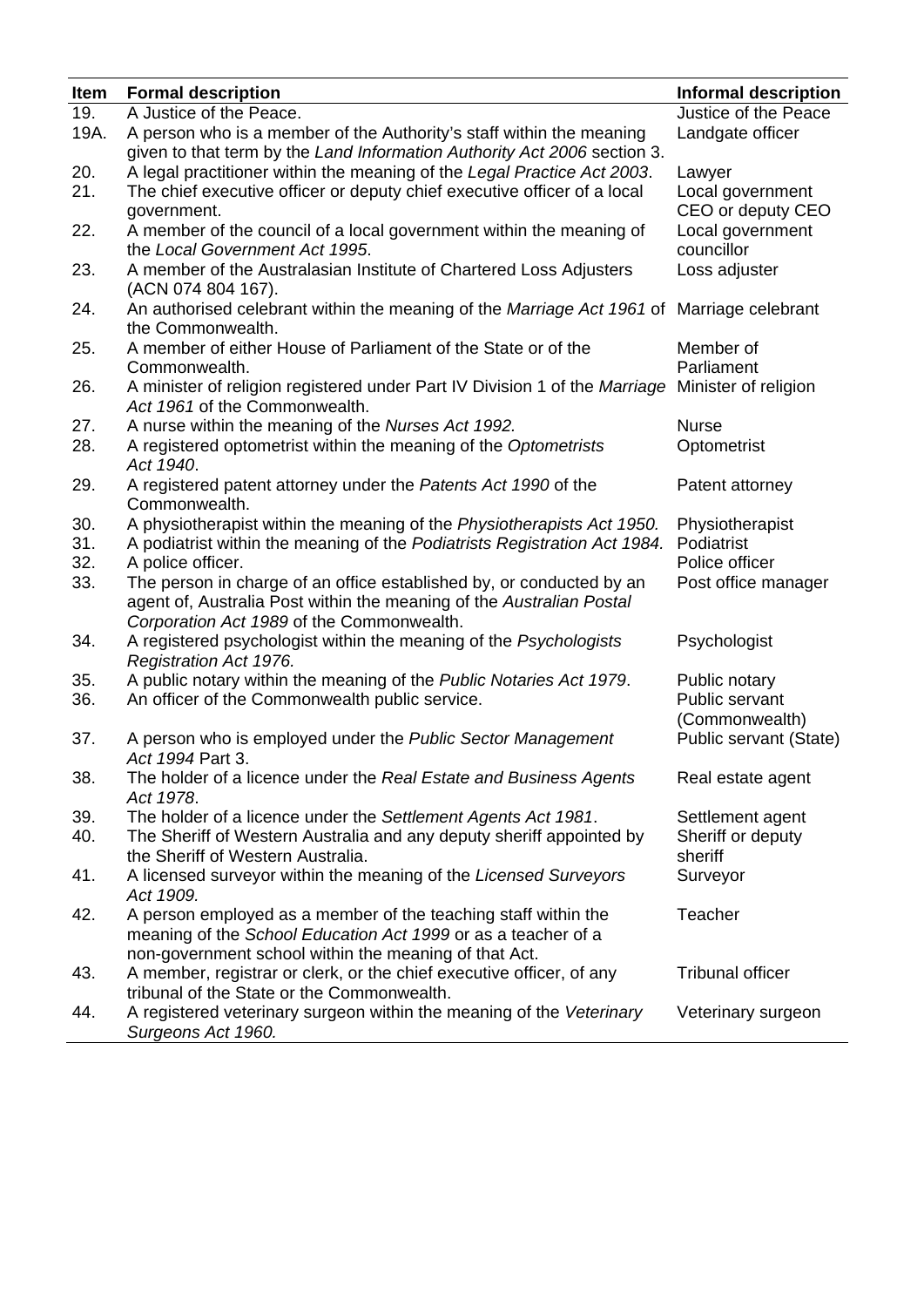| Item | Formal description | Informal description |
|---|---|---|
| 19. | A Justice of the Peace. | Justice of the Peace |
| 19A. | A person who is a member of the Authority's staff within the meaning given to that term by the *Land Information Authority Act 2006* section 3. | Landgate officer |
| 20. | A legal practitioner within the meaning of the *Legal Practice Act 2003*. | Lawyer |
| 21. | The chief executive officer or deputy chief executive officer of a local government. | Local government CEO or deputy CEO |
| 22. | A member of the council of a local government within the meaning of the *Local Government Act 1995*. | Local government councillor |
| 23. | A member of the Australasian Institute of Chartered Loss Adjusters (ACN 074 804 167). | Loss adjuster |
| 24. | An authorised celebrant within the meaning of the *Marriage Act 1961* of the Commonwealth. | Marriage celebrant |
| 25. | A member of either House of Parliament of the State or of the Commonwealth. | Member of Parliament |
| 26. | A minister of religion registered under Part IV Division 1 of the *Marriage Act 1961* of the Commonwealth. | Minister of religion |
| 27. | A nurse within the meaning of the *Nurses Act 1992.* | Nurse |
| 28. | A registered optometrist within the meaning of the *Optometrists Act 1940*. | Optometrist |
| 29. | A registered patent attorney under the *Patents Act 1990* of the Commonwealth. | Patent attorney |
| 30. | A physiotherapist within the meaning of the *Physiotherapists Act 1950.* | Physiotherapist |
| 31. | A podiatrist within the meaning of the *Podiatrists Registration Act 1984.* | Podiatrist |
| 32. | A police officer. | Police officer |
| 33. | The person in charge of an office established by, or conducted by an agent of, Australia Post within the meaning of the *Australian Postal Corporation Act 1989* of the Commonwealth. | Post office manager |
| 34. | A registered psychologist within the meaning of the *Psychologists Registration Act 1976.* | Psychologist |
| 35. | A public notary within the meaning of the *Public Notaries Act 1979*. | Public notary |
| 36. | An officer of the Commonwealth public service. | Public servant (Commonwealth) |
| 37. | A person who is employed under the *Public Sector Management Act 1994* Part 3. | Public servant (State) |
| 38. | The holder of a licence under the *Real Estate and Business Agents Act 1978*. | Real estate agent |
| 39. | The holder of a licence under the *Settlement Agents Act 1981*. | Settlement agent |
| 40. | The Sheriff of Western Australia and any deputy sheriff appointed by the Sheriff of Western Australia. | Sheriff or deputy sheriff |
| 41. | A licensed surveyor within the meaning of the *Licensed Surveyors Act 1909.* | Surveyor |
| 42. | A person employed as a member of the teaching staff within the meaning of the *School Education Act 1999* or as a teacher of a non-government school within the meaning of that Act. | Teacher |
| 43. | A member, registrar or clerk, or the chief executive officer, of any tribunal of the State or the Commonwealth. | Tribunal officer |
| 44. | A registered veterinary surgeon within the meaning of the *Veterinary Surgeons Act 1960.* | Veterinary surgeon |